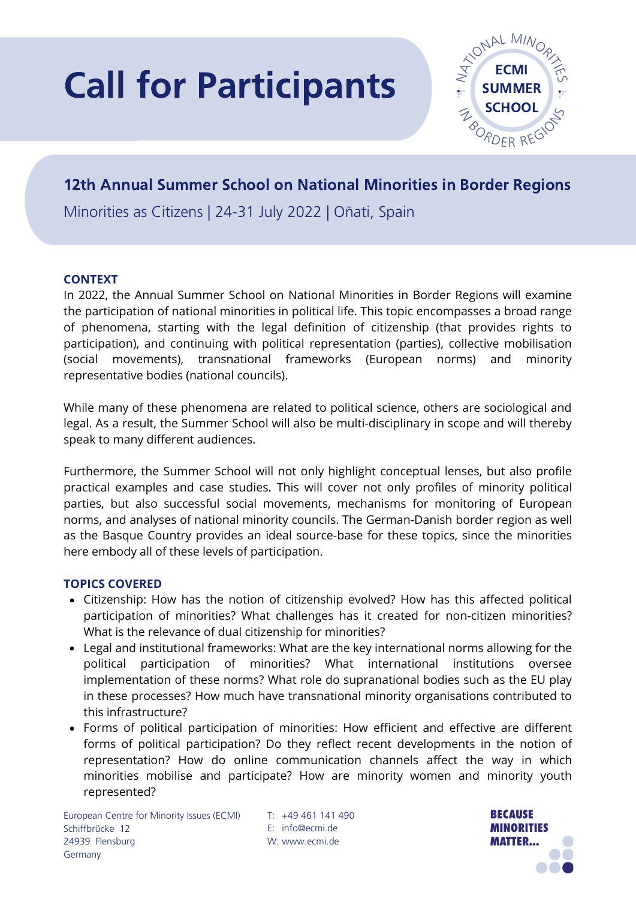# Call for Participants

ECMI SUMMER SCHOOL — NATIONAL MINORITIES IN BORDER REGIONS

## 12th Annual Summer School on National Minorities in Border Regions

Minorities as Citizens | 24-31 July 2022 | Oñati, Spain

### CONTEXT

In 2022, the Annual Summer School on National Minorities in Border Regions will examine the participation of national minorities in political life. This topic encompasses a broad range of phenomena, starting with the legal definition of citizenship (that provides rights to participation), and continuing with political representation (parties), collective mobilisation (social movements), transnational frameworks (European norms) and minority representative bodies (national councils).

While many of these phenomena are related to political science, others are sociological and legal. As a result, the Summer School will also be multi-disciplinary in scope and will thereby speak to many different audiences.

Furthermore, the Summer School will not only highlight conceptual lenses, but also profile practical examples and case studies. This will cover not only profiles of minority political parties, but also successful social movements, mechanisms for monitoring of European norms, and analyses of national minority councils. The German-Danish border region as well as the Basque Country provides an ideal source-base for these topics, since the minorities here embody all of these levels of participation.

### TOPICS COVERED

- Citizenship: How has the notion of citizenship evolved? How has this affected political participation of minorities? What challenges has it created for non-citizen minorities? What is the relevance of dual citizenship for minorities?
- Legal and institutional frameworks: What are the key international norms allowing for the political participation of minorities? What international institutions oversee implementation of these norms? What role do supranational bodies such as the EU play in these processes? How much have transnational minority organisations contributed to this infrastructure?
- Forms of political participation of minorities: How efficient and effective are different forms of political participation? Do they reflect recent developments in the notion of representation? How do online communication channels affect the way in which minorities mobilise and participate? How are minority women and minority youth represented?

European Centre for Minority Issues (ECMI)
Schiffbrücke 12
24939 Flensburg
Germany

T: +49 461 141 490
E: info@ecmi.de
W: www.ecmi.de

BECAUSE MINORITIES MATTER...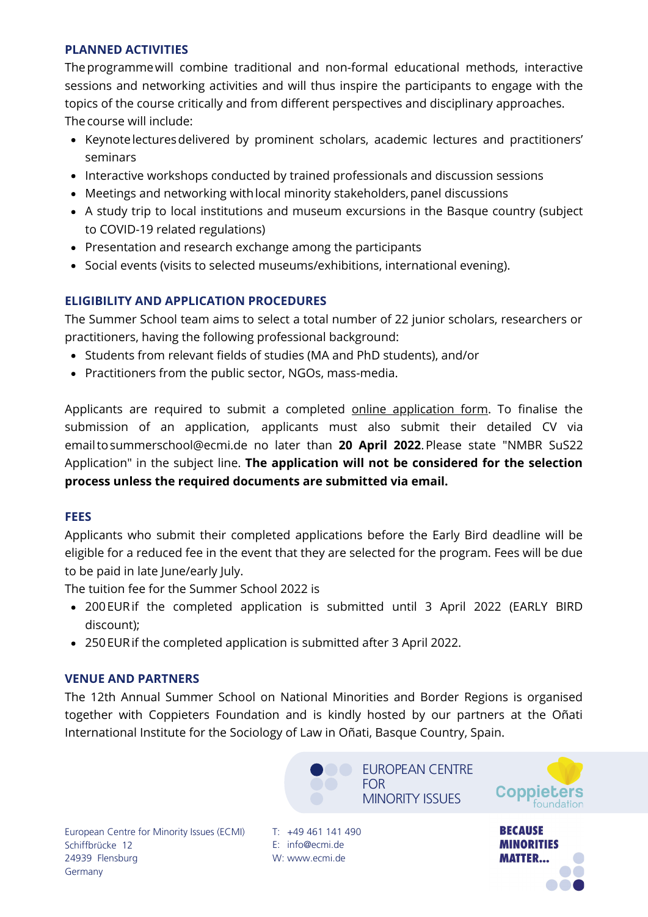## PLANNED ACTIVITIES

The programme will combine traditional and non-formal educational methods, interactive sessions and networking activities and will thus inspire the participants to engage with the topics of the course critically and from different perspectives and disciplinary approaches.
The course will include:

- Keynote lectures delivered by prominent scholars, academic lectures and practitioners' seminars
- Interactive workshops conducted by trained professionals and discussion sessions
- Meetings and networking with local minority stakeholders, panel discussions
- A study trip to local institutions and museum excursions in the Basque country (subject to COVID-19 related regulations)
- Presentation and research exchange among the participants
- Social events (visits to selected museums/exhibitions, international evening).

## ELIGIBILITY AND APPLICATION PROCEDURES

The Summer School team aims to select a total number of 22 junior scholars, researchers or practitioners, having the following professional background:

- Students from relevant fields of studies (MA and PhD students), and/or
- Practitioners from the public sector, NGOs, mass-media.

Applicants are required to submit a completed online application form. To finalise the submission of an application, applicants must also submit their detailed CV via email to summerschool@ecmi.de no later than **20 April 2022**. Please state "NMBR SuS22 Application" in the subject line. **The application will not be considered for the selection process unless the required documents are submitted via email.**

## FEES

Applicants who submit their completed applications before the Early Bird deadline will be eligible for a reduced fee in the event that they are selected for the program. Fees will be due to be paid in late June/early July.
The tuition fee for the Summer School 2022 is

- 200 EUR if the completed application is submitted until 3 April 2022 (EARLY BIRD discount);
- 250 EUR if the completed application is submitted after 3 April 2022.

## VENUE AND PARTNERS

The 12th Annual Summer School on National Minorities and Border Regions is organised together with Coppieters Foundation and is kindly hosted by our partners at the Oñati International Institute for the Sociology of Law in Oñati, Basque Country, Spain.

EUROPEAN CENTRE FOR MINORITY ISSUES

Coppieters foundation

European Centre for Minority Issues (ECMI)
Schiffbrücke 12
24939 Flensburg
Germany

T: +49 461 141 490
E: info@ecmi.de
W: www.ecmi.de

BECAUSE MINORITIES MATTER...